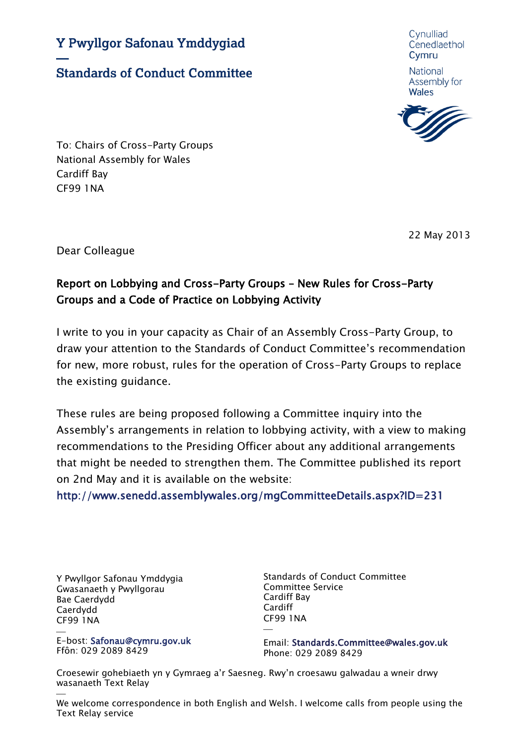# Y Pwyllgor Safonau Ymddygiad

—

# Standards of Conduct Committee

Cynulliad Cenedlaethol Cymru

National Assembly for Wales

To: Chairs of Cross-Party Groups
National Assembly for Wales
Cardiff Bay
CF99 1NA

22 May 2013

Dear Colleague

**Report on Lobbying and Cross-Party Groups - New Rules for Cross-Party Groups and a Code of Practice on Lobbying Activity**

I write to you in your capacity as Chair of an Assembly Cross-Party Group, to draw your attention to the Standards of Conduct Committee's recommendation for new, more robust, rules for the operation of Cross-Party Groups to replace the existing guidance.

These rules are being proposed following a Committee inquiry into the Assembly's arrangements in relation to lobbying activity, with a view to making recommendations to the Presiding Officer about any additional arrangements that might be needed to strengthen them. The Committee published its report on 2nd May and it is available on the website:
http://www.senedd.assemblywales.org/mgCommitteeDetails.aspx?ID=231

Y Pwyllgor Safonau Ymddygia
Gwasanaeth y Pwyllgorau
Bae Caerdydd
Caerdydd
CF99 1NA

E-bost: Safonau@cymru.gov.uk
Ffôn: 029 2089 8429

Standards of Conduct Committee
Committee Service
Cardiff Bay
Cardiff
CF99 1NA

Email: Standards.Committee@wales.gov.uk
Phone: 029 2089 8429

Croesewir gohebiaeth yn y Gymraeg a'r Saesneg. Rwy'n croesawu galwadau a wneir drwy wasanaeth Text Relay

We welcome correspondence in both English and Welsh. I welcome calls from people using the Text Relay service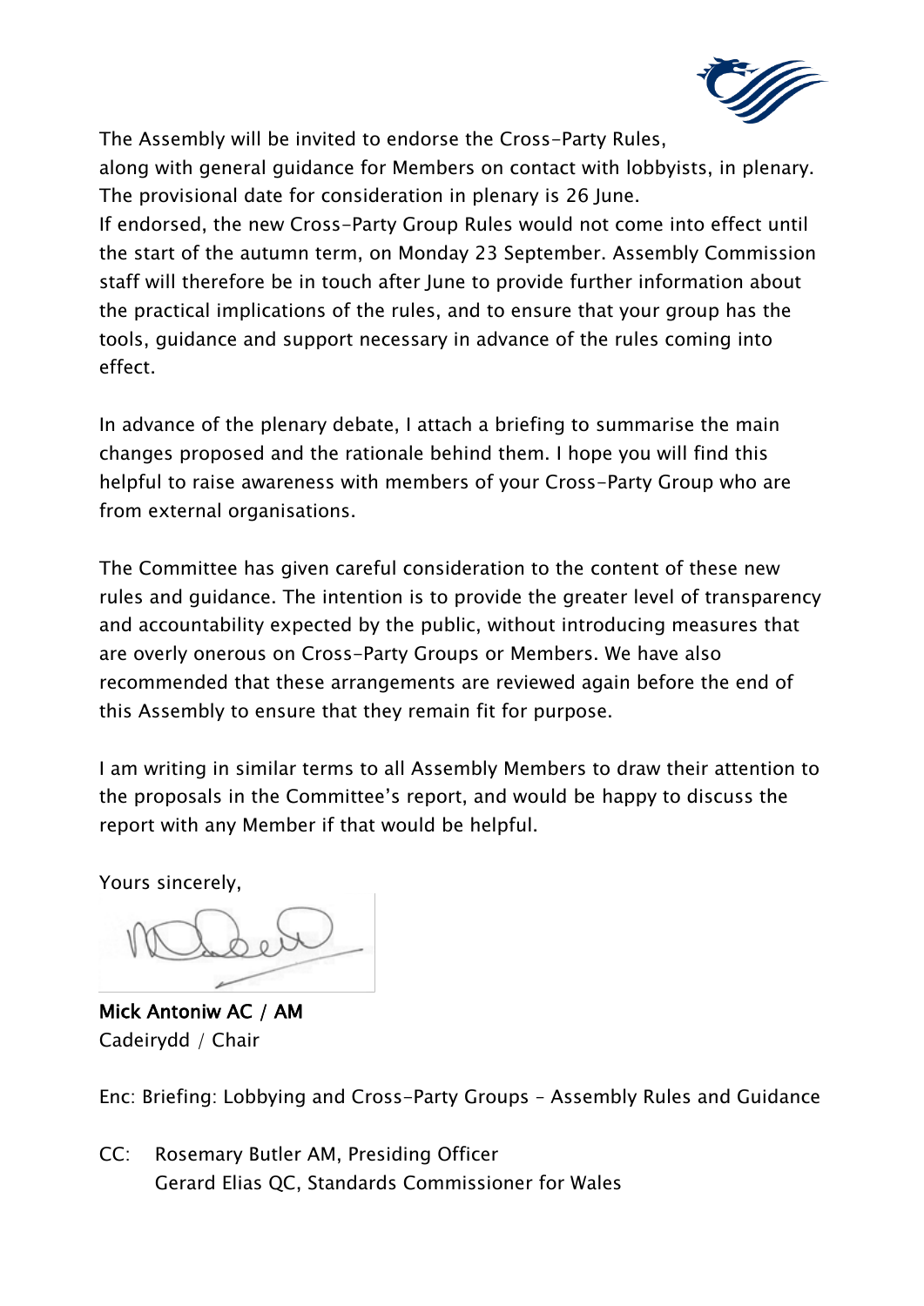The Assembly will be invited to endorse the Cross-Party Rules, along with general guidance for Members on contact with lobbyists, in plenary. The provisional date for consideration in plenary is 26 June.

If endorsed, the new Cross-Party Group Rules would not come into effect until the start of the autumn term, on Monday 23 September. Assembly Commission staff will therefore be in touch after June to provide further information about the practical implications of the rules, and to ensure that your group has the tools, guidance and support necessary in advance of the rules coming into effect.

In advance of the plenary debate, I attach a briefing to summarise the main changes proposed and the rationale behind them. I hope you will find this helpful to raise awareness with members of your Cross-Party Group who are from external organisations.

The Committee has given careful consideration to the content of these new rules and guidance. The intention is to provide the greater level of transparency and accountability expected by the public, without introducing measures that are overly onerous on Cross-Party Groups or Members. We have also recommended that these arrangements are reviewed again before the end of this Assembly to ensure that they remain fit for purpose.

I am writing in similar terms to all Assembly Members to draw their attention to the proposals in the Committee's report, and would be happy to discuss the report with any Member if that would be helpful.

Yours sincerely,

**Mick Antoniw AC / AM**
Cadeirydd / Chair

Enc: Briefing: Lobbying and Cross-Party Groups – Assembly Rules and Guidance

CC: Rosemary Butler AM, Presiding Officer
Gerard Elias QC, Standards Commissioner for Wales